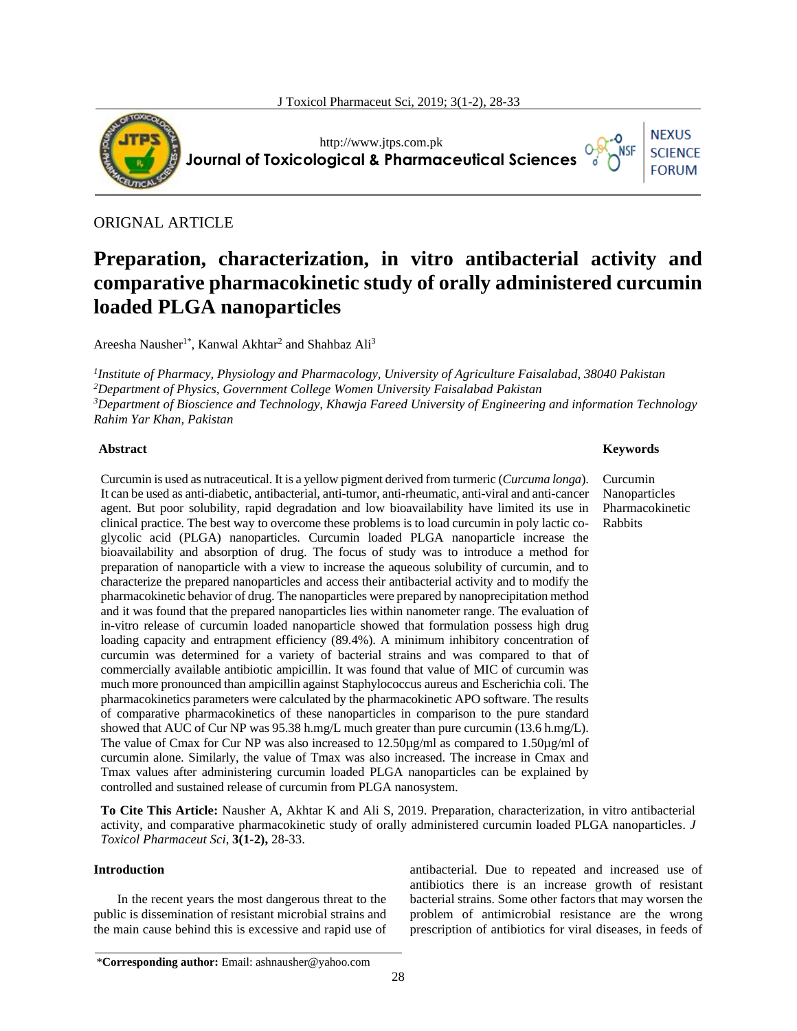ORIGNAL ARTICLE

# Preparation, characterization, in vitro antibacterial activity and comparative pharmacokinetic study of orally administered curcumin loaded PLGA nanoparticles

Areesha Nausher[1*], Kanwal Akhtar[2] and Shahbaz Ali[3]

*[1]Institute of Pharmacy, Physiology and Pharmacology, University of Agriculture Faisalabad, 38040 Pakistan*
*[2]Department of Physics, Government College Women University Faisalabad Pakistan*
*[3]Department of Bioscience and Technology, Khawja Fareed University of Engineering and information Technology Rahim Yar Khan, Pakistan*

**Abstract**

Curcumin is used as nutraceutical. It is a yellow pigment derived from turmeric (*Curcuma longa*). It can be used as anti-diabetic, antibacterial, anti-tumor, anti-rheumatic, anti-viral and anti-cancer agent. But poor solubility, rapid degradation and low bioavailability have limited its use in clinical practice. The best way to overcome these problems is to load curcumin in poly lactic co-glycolic acid (PLGA) nanoparticles. Curcumin loaded PLGA nanoparticle increase the bioavailability and absorption of drug. The focus of study was to introduce a method for preparation of nanoparticle with a view to increase the aqueous solubility of curcumin, and to characterize the prepared nanoparticles and access their antibacterial activity and to modify the pharmacokinetic behavior of drug. The nanoparticles were prepared by nanoprecipitation method and it was found that the prepared nanoparticles lies within nanometer range. The evaluation of in-vitro release of curcumin loaded nanoparticle showed that formulation possess high drug loading capacity and entrapment efficiency (89.4%). A minimum inhibitory concentration of curcumin was determined for a variety of bacterial strains and was compared to that of commercially available antibiotic ampicillin. It was found that value of MIC of curcumin was much more pronounced than ampicillin against Staphylococcus aureus and Escherichia coli. The pharmacokinetics parameters were calculated by the pharmacokinetic APO software. The results of comparative pharmacokinetics of these nanoparticles in comparison to the pure standard showed that AUC of Cur NP was 95.38 h.mg/L much greater than pure curcumin (13.6 h.mg/L). The value of Cmax for Cur NP was also increased to 12.50µg/ml as compared to 1.50µg/ml of curcumin alone. Similarly, the value of Tmax was also increased. The increase in Cmax and Tmax values after administering curcumin loaded PLGA nanoparticles can be explained by controlled and sustained release of curcumin from PLGA nanosystem.

**Keywords**

Curcumin
Nanoparticles
Pharmacokinetic
Rabbits

**To Cite This Article:** Nausher A, Akhtar K and Ali S, 2019. Preparation, characterization, in vitro antibacterial activity, and comparative pharmacokinetic study of orally administered curcumin loaded PLGA nanoparticles. *J Toxicol Pharmaceut Sci*, **3(1-2),** 28-33.

## Introduction

In the recent years the most dangerous threat to the public is dissemination of resistant microbial strains and the main cause behind this is excessive and rapid use of antibacterial. Due to repeated and increased use of antibiotics there is an increase growth of resistant bacterial strains. Some other factors that may worsen the problem of antimicrobial resistance are the wrong prescription of antibiotics for viral diseases, in feeds of

*Corresponding author: Email: ashnausher@yahoo.com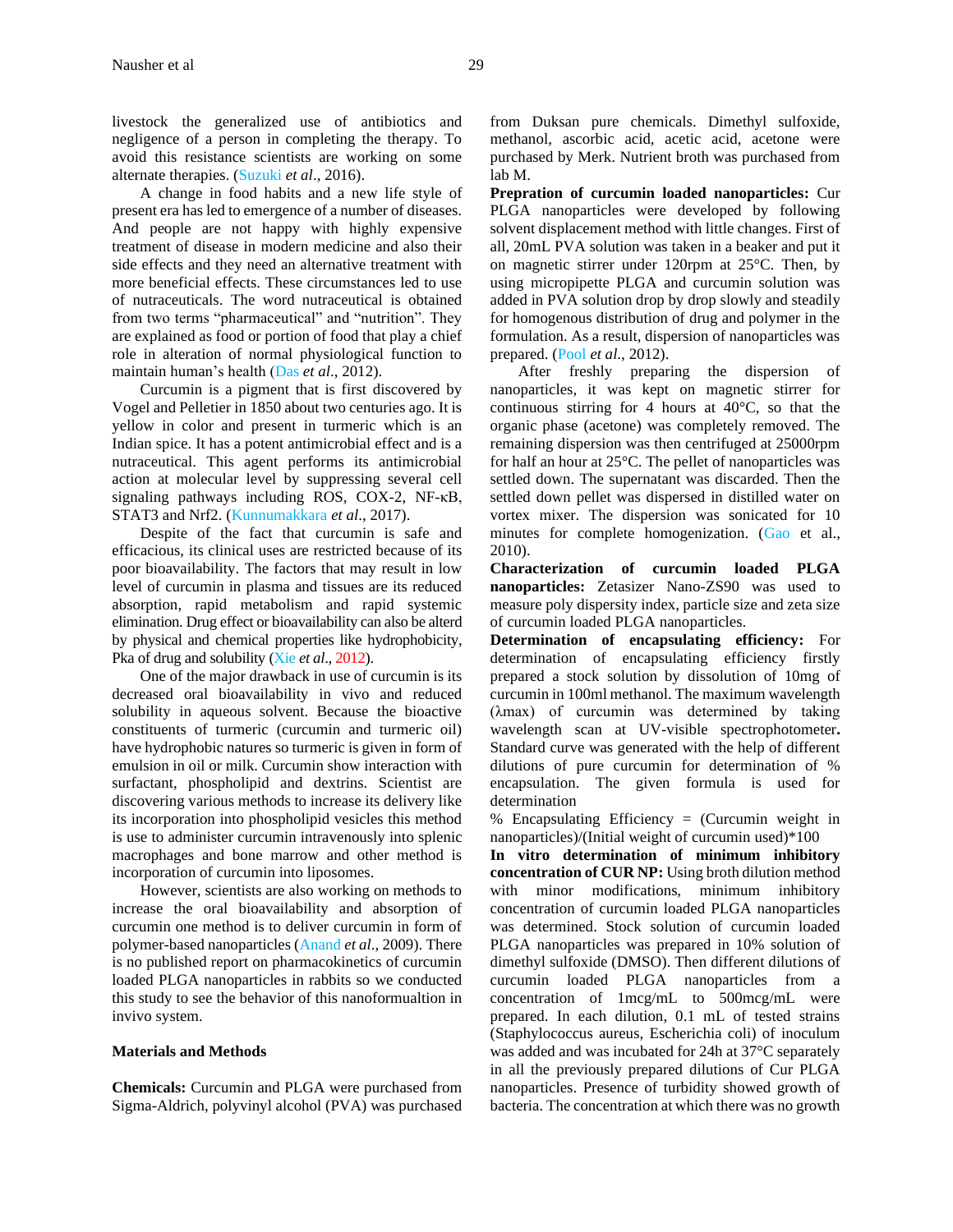livestock the generalized use of antibiotics and negligence of a person in completing the therapy. To avoid this resistance scientists are working on some alternate therapies. (Suzuki *et al*., 2016).

A change in food habits and a new life style of present era has led to emergence of a number of diseases. And people are not happy with highly expensive treatment of disease in modern medicine and also their side effects and they need an alternative treatment with more beneficial effects. These circumstances led to use of nutraceuticals. The word nutraceutical is obtained from two terms "pharmaceutical" and "nutrition". They are explained as food or portion of food that play a chief role in alteration of normal physiological function to maintain human's health (Das *et al*., 2012).

Curcumin is a pigment that is first discovered by Vogel and Pelletier in 1850 about two centuries ago. It is yellow in color and present in turmeric which is an Indian spice. It has a potent antimicrobial effect and is a nutraceutical. This agent performs its antimicrobial action at molecular level by suppressing several cell signaling pathways including ROS, COX-2, NF-κB, STAT3 and Nrf2. (Kunnumakkara *et al*., 2017).

Despite of the fact that curcumin is safe and efficacious, its clinical uses are restricted because of its poor bioavailability. The factors that may result in low level of curcumin in plasma and tissues are its reduced absorption, rapid metabolism and rapid systemic elimination. Drug effect or bioavailability can also be alterd by physical and chemical properties like hydrophobicity, Pka of drug and solubility (Xie *et al*., 2012).

One of the major drawback in use of curcumin is its decreased oral bioavailability in vivo and reduced solubility in aqueous solvent. Because the bioactive constituents of turmeric (curcumin and turmeric oil) have hydrophobic natures so turmeric is given in form of emulsion in oil or milk. Curcumin show interaction with surfactant, phospholipid and dextrins. Scientist are discovering various methods to increase its delivery like its incorporation into phospholipid vesicles this method is use to administer curcumin intravenously into splenic macrophages and bone marrow and other method is incorporation of curcumin into liposomes.

However, scientists are also working on methods to increase the oral bioavailability and absorption of curcumin one method is to deliver curcumin in form of polymer-based nanoparticles (Anand *et al*., 2009). There is no published report on pharmacokinetics of curcumin loaded PLGA nanoparticles in rabbits so we conducted this study to see the behavior of this nanoformualtion in invivo system.

## Materials and Methods

**Chemicals:** Curcumin and PLGA were purchased from Sigma-Aldrich, polyvinyl alcohol (PVA) was purchased from Duksan pure chemicals. Dimethyl sulfoxide, methanol, ascorbic acid, acetic acid, acetone were purchased by Merk. Nutrient broth was purchased from lab M.

**Prepration of curcumin loaded nanoparticles:** Cur PLGA nanoparticles were developed by following solvent displacement method with little changes. First of all, 20mL PVA solution was taken in a beaker and put it on magnetic stirrer under 120rpm at 25°C. Then, by using micropipette PLGA and curcumin solution was added in PVA solution drop by drop slowly and steadily for homogenous distribution of drug and polymer in the formulation. As a result, dispersion of nanoparticles was prepared. (Pool *et al*., 2012).

After freshly preparing the dispersion of nanoparticles, it was kept on magnetic stirrer for continuous stirring for 4 hours at 40°C, so that the organic phase (acetone) was completely removed. The remaining dispersion was then centrifuged at 25000rpm for half an hour at 25°C. The pellet of nanoparticles was settled down. The supernatant was discarded. Then the settled down pellet was dispersed in distilled water on vortex mixer. The dispersion was sonicated for 10 minutes for complete homogenization. (Gao et al., 2010).

**Characterization of curcumin loaded PLGA nanoparticles:** Zetasizer Nano-ZS90 was used to measure poly dispersity index, particle size and zeta size of curcumin loaded PLGA nanoparticles.

**Determination of encapsulating efficiency:** For determination of encapsulating efficiency firstly prepared a stock solution by dissolution of 10mg of curcumin in 100ml methanol. The maximum wavelength (λmax) of curcumin was determined by taking wavelength scan at UV-visible spectrophotometer**.** Standard curve was generated with the help of different dilutions of pure curcumin for determination of % encapsulation. The given formula is used for determination

% Encapsulating Efficiency = (Curcumin weight in nanoparticles)/(Initial weight of curcumin used)*100

**In vitro determination of minimum inhibitory concentration of CUR NP:** Using broth dilution method with minor modifications, minimum inhibitory concentration of curcumin loaded PLGA nanoparticles was determined. Stock solution of curcumin loaded PLGA nanoparticles was prepared in 10% solution of dimethyl sulfoxide (DMSO). Then different dilutions of curcumin loaded PLGA nanoparticles from a concentration of 1mcg/mL to 500mcg/mL were prepared. In each dilution, 0.1 mL of tested strains (Staphylococcus aureus, Escherichia coli) of inoculum was added and was incubated for 24h at 37°C separately in all the previously prepared dilutions of Cur PLGA nanoparticles. Presence of turbidity showed growth of bacteria. The concentration at which there was no growth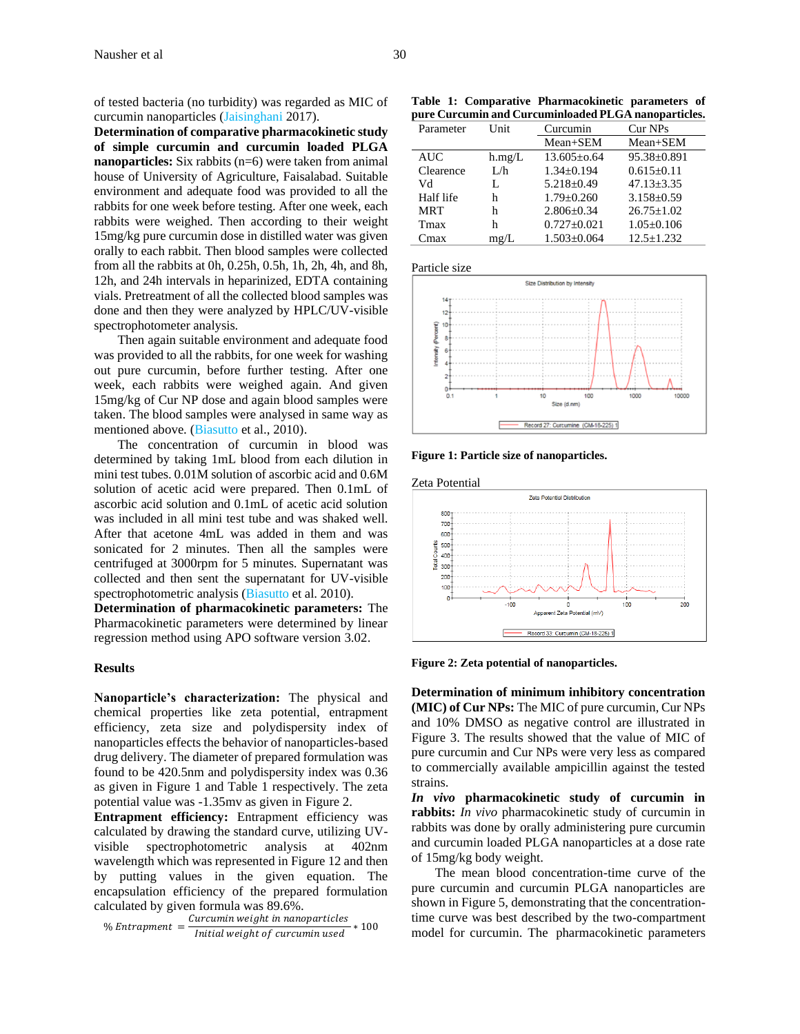of tested bacteria (no turbidity) was regarded as MIC of curcumin nanoparticles (Jaisinghani 2017).

**Determination of comparative pharmacokinetic study of simple curcumin and curcumin loaded PLGA nanoparticles:** Six rabbits (n=6) were taken from animal house of University of Agriculture, Faisalabad. Suitable environment and adequate food was provided to all the rabbits for one week before testing. After one week, each rabbits were weighed. Then according to their weight 15mg/kg pure curcumin dose in distilled water was given orally to each rabbit. Then blood samples were collected from all the rabbits at 0h, 0.25h, 0.5h, 1h, 2h, 4h, and 8h, 12h, and 24h intervals in heparinized, EDTA containing vials. Pretreatment of all the collected blood samples was done and then they were analyzed by HPLC/UV-visible spectrophotometer analysis.

Then again suitable environment and adequate food was provided to all the rabbits, for one week for washing out pure curcumin, before further testing. After one week, each rabbits were weighed again. And given 15mg/kg of Cur NP dose and again blood samples were taken. The blood samples were analysed in same way as mentioned above. (Biasutto et al., 2010).

The concentration of curcumin in blood was determined by taking 1mL blood from each dilution in mini test tubes. 0.01M solution of ascorbic acid and 0.6M solution of acetic acid were prepared. Then 0.1mL of ascorbic acid solution and 0.1mL of acetic acid solution was included in all mini test tube and was shaked well. After that acetone 4mL was added in them and was sonicated for 2 minutes. Then all the samples were centrifuged at 3000rpm for 5 minutes. Supernatant was collected and then sent the supernatant for UV-visible spectrophotometric analysis (Biasutto et al. 2010).

**Determination of pharmacokinetic parameters:** The Pharmacokinetic parameters were determined by linear regression method using APO software version 3.02.

## Results

**Nanoparticle's characterization:** The physical and chemical properties like zeta potential, entrapment efficiency, zeta size and polydispersity index of nanoparticles effects the behavior of nanoparticles-based drug delivery. The diameter of prepared formulation was found to be 420.5nm and polydispersity index was 0.36 as given in Figure 1 and Table 1 respectively. The zeta potential value was -1.35mv as given in Figure 2.

**Entrapment efficiency:** Entrapment efficiency was calculated by drawing the standard curve, utilizing UV-visible spectrophotometric analysis at 402nm wavelength which was represented in Figure 12 and then by putting values in the given equation. The encapsulation efficiency of the prepared formulation calculated by given formula was 89.6%.

$$\% \, Entrapment = \frac{Curcumin \; weight \; in \; nanoparticles}{Initial \; weight \; of \; curcumin \; used} * 100$$

**Table 1: Comparative Pharmacokinetic parameters of pure Curcumin and Curcuminloaded PLGA nanoparticles.**

| Parameter | Unit | Curcumin | Cur NPs |
|---|---|---|---|
| | | Mean+SEM | Mean+SEM |
| AUC | h.mg/L | 13.605±o.64 | 95.38±0.891 |
| Clearence | L/h | 1.34±0.194 | 0.615±0.11 |
| Vd | L | 5.218±0.49 | 47.13±3.35 |
| Half life | h | 1.79±0.260 | 3.158±0.59 |
| MRT | h | 2.806±0.34 | 26.75±1.02 |
| Tmax | h | 0.727±0.021 | 1.05±0.106 |
| Cmax | mg/L | 1.503±0.064 | 12.5±1.232 |

Particle size

**Figure 1: Particle size of nanoparticles.**

Zeta Potential

**Figure 2: Zeta potential of nanoparticles.**

**Determination of minimum inhibitory concentration (MIC) of Cur NPs:** The MIC of pure curcumin, Cur NPs and 10% DMSO as negative control are illustrated in Figure 3. The results showed that the value of MIC of pure curcumin and Cur NPs were very less as compared to commercially available ampicillin against the tested strains.

***In vivo* pharmacokinetic study of curcumin in rabbits:** *In vivo* pharmacokinetic study of curcumin in rabbits was done by orally administering pure curcumin and curcumin loaded PLGA nanoparticles at a dose rate of 15mg/kg body weight.

The mean blood concentration-time curve of the pure curcumin and curcumin PLGA nanoparticles are shown in Figure 5, demonstrating that the concentration-time curve was best described by the two-compartment model for curcumin. The pharmacokinetic parameters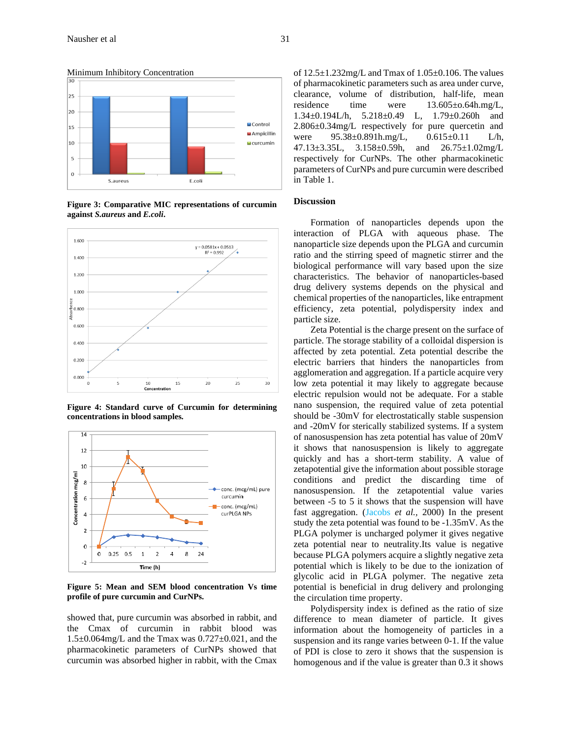Minimum Inhibitory Concentration

**Figure 3: Comparative MIC representations of curcumin against *S.aureus* and *E.coli*.**

**Figure 4: Standard curve of Curcumin for determining concentrations in blood samples.**

**Figure 5: Mean and SEM blood concentration Vs time profile of pure curcumin and CurNPs.**

showed that, pure curcumin was absorbed in rabbit, and the Cmax of curcumin in rabbit blood was 1.5±0.064mg/L and the Tmax was 0.727±0.021, and the pharmacokinetic parameters of CurNPs showed that curcumin was absorbed higher in rabbit, with the Cmax of 12.5±1.232mg/L and Tmax of 1.05±0.106. The values of pharmacokinetic parameters such as area under curve, clearance, volume of distribution, half-life, mean residence time were 13.605±o.64h.mg/L, 1.34±0.194L/h, 5.218±0.49 L, 1.79±0.260h and 2.806±0.34mg/L respectively for pure quercetin and were 95.38±0.891h.mg/L, 0.615±0.11 L/h, 47.13±3.35L, 3.158±0.59h, and 26.75±1.02mg/L respectively for CurNPs. The other pharmacokinetic parameters of CurNPs and pure curcumin were described in Table 1.

## Discussion

Formation of nanoparticles depends upon the interaction of PLGA with aqueous phase. The nanoparticle size depends upon the PLGA and curcumin ratio and the stirring speed of magnetic stirrer and the biological performance will vary based upon the size characteristics. The behavior of nanoparticles-based drug delivery systems depends on the physical and chemical properties of the nanoparticles, like entrapment efficiency, zeta potential, polydispersity index and particle size.

Zeta Potential is the charge present on the surface of particle. The storage stability of a colloidal dispersion is affected by zeta potential. Zeta potential describe the electric barriers that hinders the nanoparticles from agglomeration and aggregation. If a particle acquire very low zeta potential it may likely to aggregate because electric repulsion would not be adequate. For a stable nano suspension, the required value of zeta potential should be -30mV for electrostatically stable suspension and -20mV for sterically stabilized systems. If a system of nanosuspension has zeta potential has value of 20mV it shows that nanosuspension is likely to aggregate quickly and has a short-term stability. A value of zetapotential give the information about possible storage conditions and predict the discarding time of nanosuspension. If the zetapotential value varies between -5 to 5 it shows that the suspension will have fast aggregation. (Jacobs *et al.,* 2000) In the present study the zeta potential was found to be -1.35mV. As the PLGA polymer is uncharged polymer it gives negative zeta potential near to neutrality.Its value is negative because PLGA polymers acquire a slightly negative zeta potential which is likely to be due to the ionization of glycolic acid in PLGA polymer. The negative zeta potential is beneficial in drug delivery and prolonging the circulation time property.

Polydispersity index is defined as the ratio of size difference to mean diameter of particle. It gives information about the homogeneity of particles in a suspension and its range varies between 0-1. If the value of PDI is close to zero it shows that the suspension is homogenous and if the value is greater than 0.3 it shows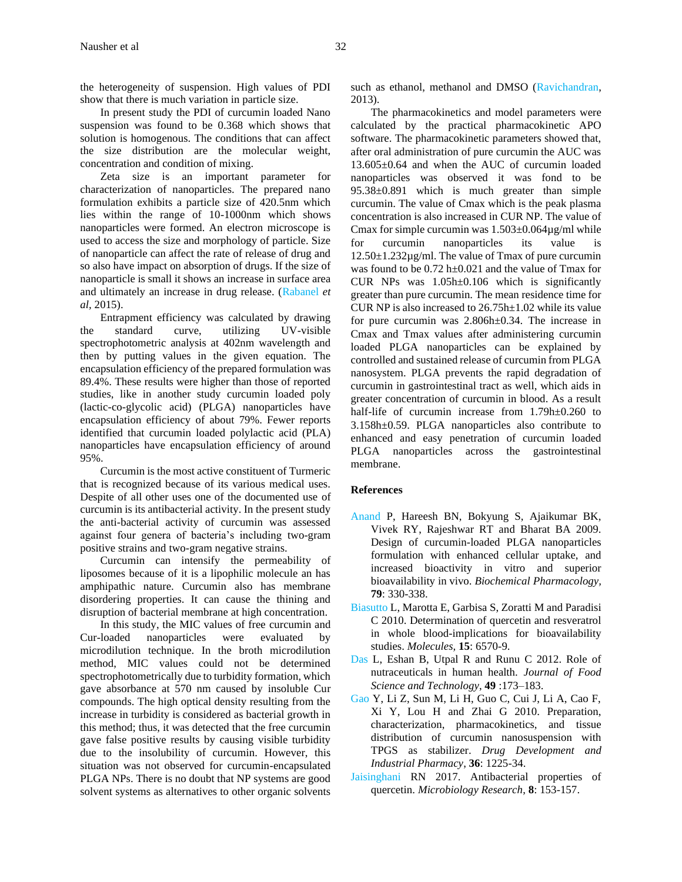the heterogeneity of suspension. High values of PDI show that there is much variation in particle size.

In present study the PDI of curcumin loaded Nano suspension was found to be 0.368 which shows that solution is homogenous. The conditions that can affect the size distribution are the molecular weight, concentration and condition of mixing.

Zeta size is an important parameter for characterization of nanoparticles. The prepared nano formulation exhibits a particle size of 420.5nm which lies within the range of 10-1000nm which shows nanoparticles were formed. An electron microscope is used to access the size and morphology of particle. Size of nanoparticle can affect the rate of release of drug and so also have impact on absorption of drugs. If the size of nanoparticle is small it shows an increase in surface area and ultimately an increase in drug release. (Rabanel *et al*, 2015).

Entrapment efficiency was calculated by drawing the standard curve, utilizing UV-visible spectrophotometric analysis at 402nm wavelength and then by putting values in the given equation. The encapsulation efficiency of the prepared formulation was 89.4%. These results were higher than those of reported studies, like in another study curcumin loaded poly (lactic-co-glycolic acid) (PLGA) nanoparticles have encapsulation efficiency of about 79%. Fewer reports identified that curcumin loaded polylactic acid (PLA) nanoparticles have encapsulation efficiency of around 95%.

Curcumin is the most active constituent of Turmeric that is recognized because of its various medical uses. Despite of all other uses one of the documented use of curcumin is its antibacterial activity. In the present study the anti-bacterial activity of curcumin was assessed against four genera of bacteria's including two-gram positive strains and two-gram negative strains.

Curcumin can intensify the permeability of liposomes because of it is a lipophilic molecule an has amphipathic nature. Curcumin also has membrane disordering properties. It can cause the thining and disruption of bacterial membrane at high concentration.

In this study, the MIC values of free curcumin and Cur-loaded nanoparticles were evaluated by microdilution technique. In the broth microdilution method, MIC values could not be determined spectrophotometrically due to turbidity formation, which gave absorbance at 570 nm caused by insoluble Cur compounds. The high optical density resulting from the increase in turbidity is considered as bacterial growth in this method; thus, it was detected that the free curcumin gave false positive results by causing visible turbidity due to the insolubility of curcumin. However, this situation was not observed for curcumin-encapsulated PLGA NPs. There is no doubt that NP systems are good solvent systems as alternatives to other organic solvents such as ethanol, methanol and DMSO (Ravichandran, 2013).

The pharmacokinetics and model parameters were calculated by the practical pharmacokinetic APO software. The pharmacokinetic parameters showed that, after oral administration of pure curcumin the AUC was 13.605±0.64 and when the AUC of curcumin loaded nanoparticles was observed it was fond to be 95.38±0.891 which is much greater than simple curcumin. The value of Cmax which is the peak plasma concentration is also increased in CUR NP. The value of Cmax for simple curcumin was 1.503±0.064µg/ml while for curcumin nanoparticles its value is 12.50±1.232µg/ml. The value of Tmax of pure curcumin was found to be 0.72 h±0.021 and the value of Tmax for CUR NPs was 1.05h±0.106 which is significantly greater than pure curcumin. The mean residence time for CUR NP is also increased to 26.75h±1.02 while its value for pure curcumin was 2.806h±0.34. The increase in Cmax and Tmax values after administering curcumin loaded PLGA nanoparticles can be explained by controlled and sustained release of curcumin from PLGA nanosystem. PLGA prevents the rapid degradation of curcumin in gastrointestinal tract as well, which aids in greater concentration of curcumin in blood. As a result half-life of curcumin increase from 1.79h±0.260 to 3.158h±0.59. PLGA nanoparticles also contribute to enhanced and easy penetration of curcumin loaded PLGA nanoparticles across the gastrointestinal membrane.

## References

Anand P, Hareesh BN, Bokyung S, Ajaikumar BK, Vivek RY, Rajeshwar RT and Bharat BA 2009. Design of curcumin-loaded PLGA nanoparticles formulation with enhanced cellular uptake, and increased bioactivity in vitro and superior bioavailability in vivo. *Biochemical Pharmacology*, **79**: 330-338.

Biasutto L, Marotta E, Garbisa S, Zoratti M and Paradisi C 2010. Determination of quercetin and resveratrol in whole blood-implications for bioavailability studies. *Molecules*, **15**: 6570-9.

Das L, Eshan B, Utpal R and Runu C 2012. Role of nutraceuticals in human health. *Journal of Food Science and Technology*, **49** :173–183.

Gao Y, Li Z, Sun M, Li H, Guo C, Cui J, Li A, Cao F, Xi Y, Lou H and Zhai G 2010. Preparation, characterization, pharmacokinetics, and tissue distribution of curcumin nanosuspension with TPGS as stabilizer. *Drug Development and Industrial Pharmacy*, **36**: 1225-34.

Jaisinghani RN 2017. Antibacterial properties of quercetin. *Microbiology Research*, **8**: 153-157.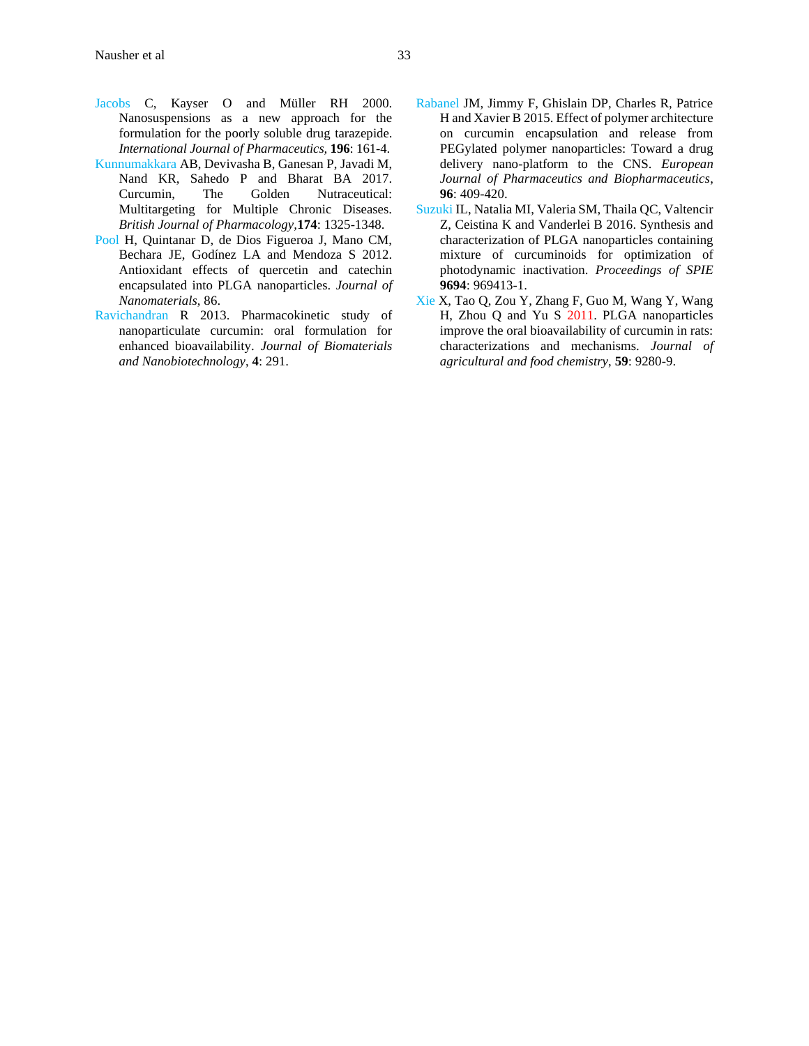Jacobs C, Kayser O and Müller RH 2000. Nanosuspensions as a new approach for the formulation for the poorly soluble drug tarazepide. *International Journal of Pharmaceutics,* **196**: 161-4.

Kunnumakkara AB, Devivasha B, Ganesan P, Javadi M, Nand KR, Sahedo P and Bharat BA 2017. Curcumin, The Golden Nutraceutical: Multitargeting for Multiple Chronic Diseases. *British Journal of Pharmacology,***174**: 1325-1348.

Pool H, Quintanar D, de Dios Figueroa J, Mano CM, Bechara JE, Godínez LA and Mendoza S 2012. Antioxidant effects of quercetin and catechin encapsulated into PLGA nanoparticles. *Journal of Nanomaterials*, 86.

Ravichandran R 2013. Pharmacokinetic study of nanoparticulate curcumin: oral formulation for enhanced bioavailability. *Journal of Biomaterials and Nanobiotechnology*, **4**: 291.

Rabanel JM, Jimmy F, Ghislain DP, Charles R, Patrice H and Xavier B 2015. Effect of polymer architecture on curcumin encapsulation and release from PEGylated polymer nanoparticles: Toward a drug delivery nano-platform to the CNS. *European Journal of Pharmaceutics and Biopharmaceutics*, **96**: 409-420.

Suzuki IL, Natalia MI, Valeria SM, Thaila QC, Valtencir Z, Ceistina K and Vanderlei B 2016. Synthesis and characterization of PLGA nanoparticles containing mixture of curcuminoids for optimization of photodynamic inactivation. *Proceedings of SPIE* **9694**: 969413-1.

Xie X, Tao Q, Zou Y, Zhang F, Guo M, Wang Y, Wang H, Zhou Q and Yu S 2011. PLGA nanoparticles improve the oral bioavailability of curcumin in rats: characterizations and mechanisms. *Journal of agricultural and food chemistry*, **59**: 9280-9.